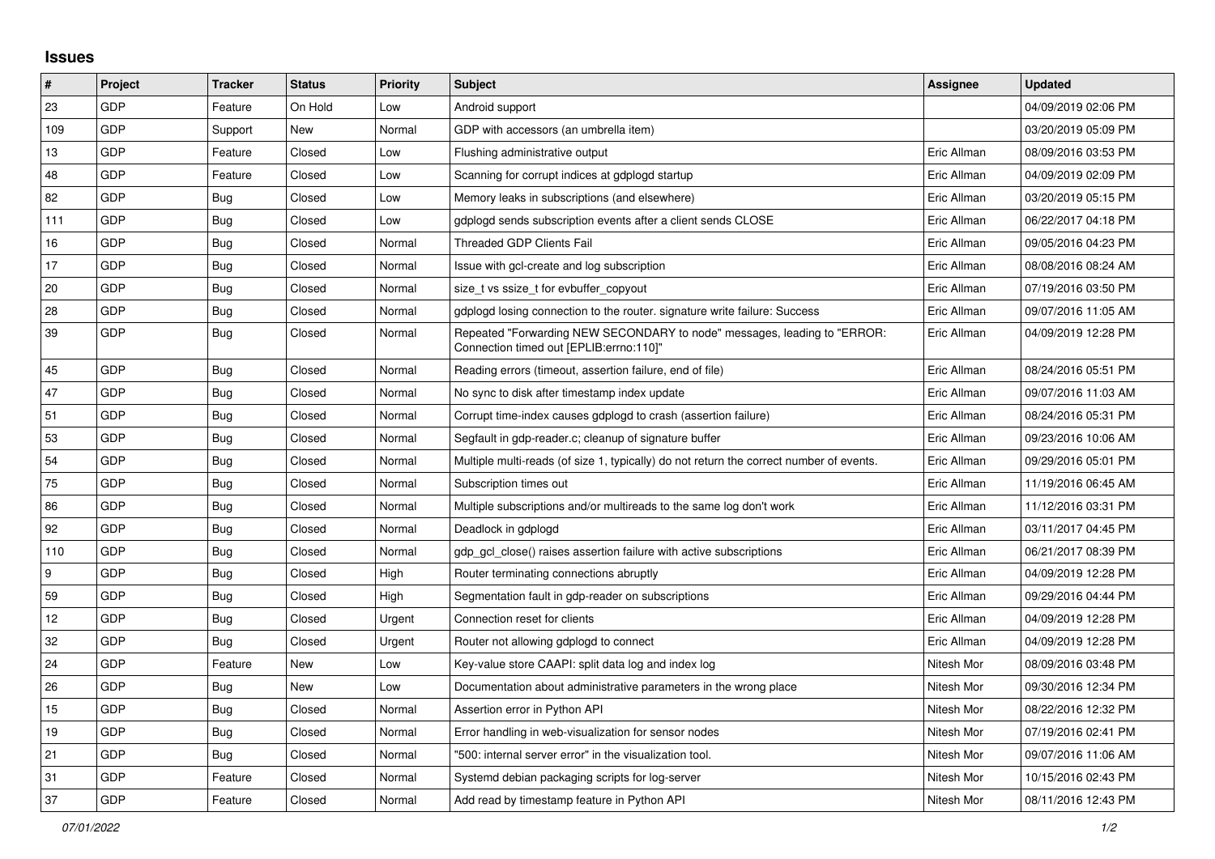## Issues

| # | Project | Tracker | Status | Priority | Subject | Assignee | Updated |
|---|---|---|---|---|---|---|---|
| 23 | GDP | Feature | On Hold | Low | Android support | | 04/09/2019 02:06 PM |
| 109 | GDP | Support | New | Normal | GDP with accessors (an umbrella item) | | 03/20/2019 05:09 PM |
| 13 | GDP | Feature | Closed | Low | Flushing administrative output | Eric Allman | 08/09/2016 03:53 PM |
| 48 | GDP | Feature | Closed | Low | Scanning for corrupt indices at gdplogd startup | Eric Allman | 04/09/2019 02:09 PM |
| 82 | GDP | Bug | Closed | Low | Memory leaks in subscriptions (and elsewhere) | Eric Allman | 03/20/2019 05:15 PM |
| 111 | GDP | Bug | Closed | Low | gdplogd sends subscription events after a client sends CLOSE | Eric Allman | 06/22/2017 04:18 PM |
| 16 | GDP | Bug | Closed | Normal | Threaded GDP Clients Fail | Eric Allman | 09/05/2016 04:23 PM |
| 17 | GDP | Bug | Closed | Normal | Issue with gcl-create and log subscription | Eric Allman | 08/08/2016 08:24 AM |
| 20 | GDP | Bug | Closed | Normal | size_t vs ssize_t for evbuffer_copyout | Eric Allman | 07/19/2016 03:50 PM |
| 28 | GDP | Bug | Closed | Normal | gdplogd losing connection to the router. signature write failure: Success | Eric Allman | 09/07/2016 11:05 AM |
| 39 | GDP | Bug | Closed | Normal | Repeated "Forwarding NEW SECONDARY to node" messages, leading to "ERROR: Connection timed out [EPLIB:errno:110]" | Eric Allman | 04/09/2019 12:28 PM |
| 45 | GDP | Bug | Closed | Normal | Reading errors (timeout, assertion failure, end of file) | Eric Allman | 08/24/2016 05:51 PM |
| 47 | GDP | Bug | Closed | Normal | No sync to disk after timestamp index update | Eric Allman | 09/07/2016 11:03 AM |
| 51 | GDP | Bug | Closed | Normal | Corrupt time-index causes gdplogd to crash (assertion failure) | Eric Allman | 08/24/2016 05:31 PM |
| 53 | GDP | Bug | Closed | Normal | Segfault in gdp-reader.c; cleanup of signature buffer | Eric Allman | 09/23/2016 10:06 AM |
| 54 | GDP | Bug | Closed | Normal | Multiple multi-reads (of size 1, typically) do not return the correct number of events. | Eric Allman | 09/29/2016 05:01 PM |
| 75 | GDP | Bug | Closed | Normal | Subscription times out | Eric Allman | 11/19/2016 06:45 AM |
| 86 | GDP | Bug | Closed | Normal | Multiple subscriptions and/or multireads to the same log don't work | Eric Allman | 11/12/2016 03:31 PM |
| 92 | GDP | Bug | Closed | Normal | Deadlock in gdplogd | Eric Allman | 03/11/2017 04:45 PM |
| 110 | GDP | Bug | Closed | Normal | gdp_gcl_close() raises assertion failure with active subscriptions | Eric Allman | 06/21/2017 08:39 PM |
| 9 | GDP | Bug | Closed | High | Router terminating connections abruptly | Eric Allman | 04/09/2019 12:28 PM |
| 59 | GDP | Bug | Closed | High | Segmentation fault in gdp-reader on subscriptions | Eric Allman | 09/29/2016 04:44 PM |
| 12 | GDP | Bug | Closed | Urgent | Connection reset for clients | Eric Allman | 04/09/2019 12:28 PM |
| 32 | GDP | Bug | Closed | Urgent | Router not allowing gdplogd to connect | Eric Allman | 04/09/2019 12:28 PM |
| 24 | GDP | Feature | New | Low | Key-value store CAAPI: split data log and index log | Nitesh Mor | 08/09/2016 03:48 PM |
| 26 | GDP | Bug | New | Low | Documentation about administrative parameters in the wrong place | Nitesh Mor | 09/30/2016 12:34 PM |
| 15 | GDP | Bug | Closed | Normal | Assertion error in Python API | Nitesh Mor | 08/22/2016 12:32 PM |
| 19 | GDP | Bug | Closed | Normal | Error handling in web-visualization for sensor nodes | Nitesh Mor | 07/19/2016 02:41 PM |
| 21 | GDP | Bug | Closed | Normal | "500: internal server error" in the visualization tool. | Nitesh Mor | 09/07/2016 11:06 AM |
| 31 | GDP | Feature | Closed | Normal | Systemd debian packaging scripts for log-server | Nitesh Mor | 10/15/2016 02:43 PM |
| 37 | GDP | Feature | Closed | Normal | Add read by timestamp feature in Python API | Nitesh Mor | 08/11/2016 12:43 PM |

*07/01/2022*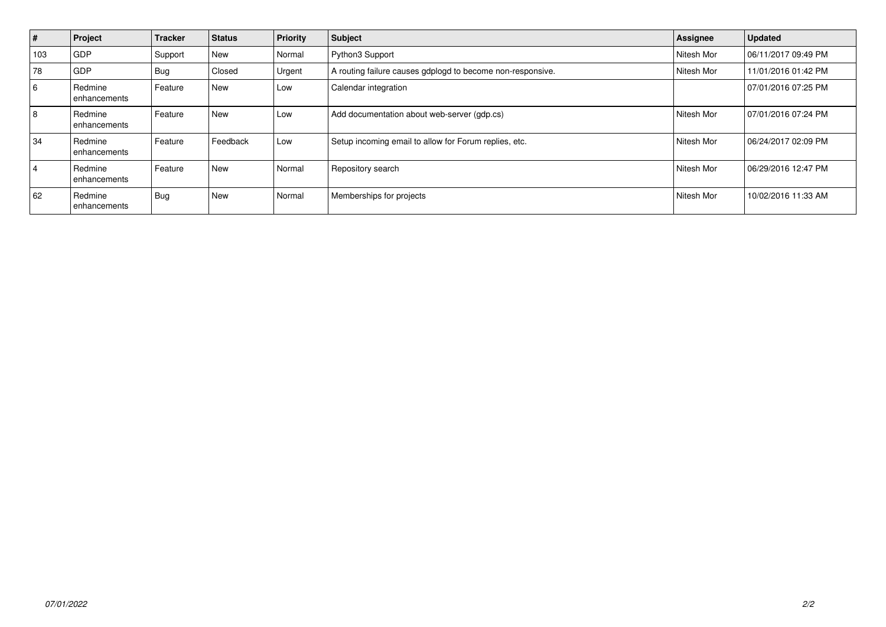| # | Project | Tracker | Status | Priority | Subject | Assignee | Updated |
| --- | --- | --- | --- | --- | --- | --- | --- |
| 103 | GDP | Support | New | Normal | Python3 Support | Nitesh Mor | 06/11/2017 09:49 PM |
| 78 | GDP | Bug | Closed | Urgent | A routing failure causes gdplogd to become non-responsive. | Nitesh Mor | 11/01/2016 01:42 PM |
| 6 | Redmine enhancements | Feature | New | Low | Calendar integration | | 07/01/2016 07:25 PM |
| 8 | Redmine enhancements | Feature | New | Low | Add documentation about web-server (gdp.cs) | Nitesh Mor | 07/01/2016 07:24 PM |
| 34 | Redmine enhancements | Feature | Feedback | Low | Setup incoming email to allow for Forum replies, etc. | Nitesh Mor | 06/24/2017 02:09 PM |
| 4 | Redmine enhancements | Feature | New | Normal | Repository search | Nitesh Mor | 06/29/2016 12:47 PM |
| 62 | Redmine enhancements | Bug | New | Normal | Memberships for projects | Nitesh Mor | 10/02/2016 11:33 AM |